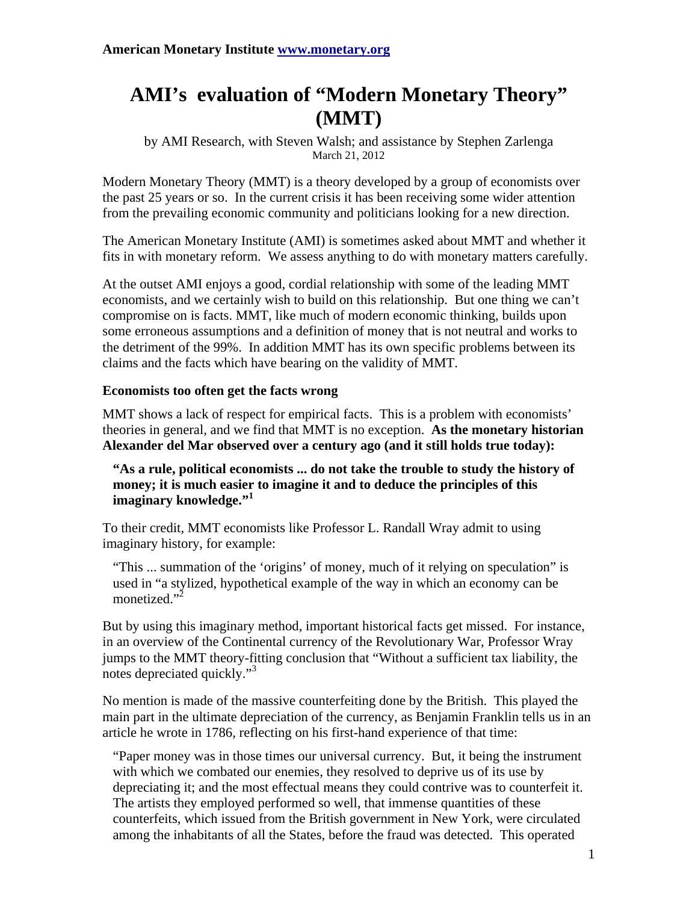American Monetary Institute www.monetary.org

# AMI's evaluation of "Modern Monetary Theory" (MMT)

by AMI Research, with Steven Walsh; and assistance by Stephen Zarlenga
March 21, 2012

Modern Monetary Theory (MMT) is a theory developed by a group of economists over the past 25 years or so. In the current crisis it has been receiving some wider attention from the prevailing economic community and politicians looking for a new direction.

The American Monetary Institute (AMI) is sometimes asked about MMT and whether it fits in with monetary reform. We assess anything to do with monetary matters carefully.

At the outset AMI enjoys a good, cordial relationship with some of the leading MMT economists, and we certainly wish to build on this relationship. But one thing we can't compromise on is facts. MMT, like much of modern economic thinking, builds upon some erroneous assumptions and a definition of money that is not neutral and works to the detriment of the 99%. In addition MMT has its own specific problems between its claims and the facts which have bearing on the validity of MMT.

**Economists too often get the facts wrong**

MMT shows a lack of respect for empirical facts. This is a problem with economists' theories in general, and we find that MMT is no exception. **As the monetary historian Alexander del Mar observed over a century ago (and it still holds true today):**

> **"As a rule, political economists ... do not take the trouble to study the history of money; it is much easier to imagine it and to deduce the principles of this imaginary knowledge."[1]**

To their credit, MMT economists like Professor L. Randall Wray admit to using imaginary history, for example:

> "This ... summation of the 'origins' of money, much of it relying on speculation" is used in "a stylized, hypothetical example of the way in which an economy can be monetized."[2]

But by using this imaginary method, important historical facts get missed. For instance, in an overview of the Continental currency of the Revolutionary War, Professor Wray jumps to the MMT theory-fitting conclusion that "Without a sufficient tax liability, the notes depreciated quickly."[3]

No mention is made of the massive counterfeiting done by the British. This played the main part in the ultimate depreciation of the currency, as Benjamin Franklin tells us in an article he wrote in 1786, reflecting on his first-hand experience of that time:

> "Paper money was in those times our universal currency. But, it being the instrument with which we combated our enemies, they resolved to deprive us of its use by depreciating it; and the most effectual means they could contrive was to counterfeit it. The artists they employed performed so well, that immense quantities of these counterfeits, which issued from the British government in New York, were circulated among the inhabitants of all the States, before the fraud was detected. This operated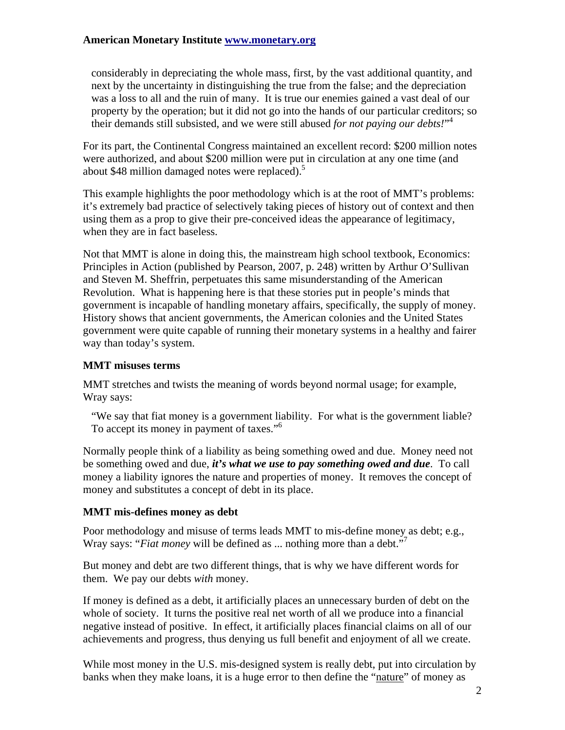> considerably in depreciating the whole mass, first, by the vast additional quantity, and next by the uncertainty in distinguishing the true from the false; and the depreciation was a loss to all and the ruin of many. It is true our enemies gained a vast deal of our property by the operation; but it did not go into the hands of our particular creditors; so their demands still subsisted, and we were still abused *for not paying our debts!*"[4]

For its part, the Continental Congress maintained an excellent record: $200 million notes were authorized, and about $200 million were put in circulation at any one time (and about $48 million damaged notes were replaced).[5]

This example highlights the poor methodology which is at the root of MMT's problems: it's extremely bad practice of selectively taking pieces of history out of context and then using them as a prop to give their pre-conceived ideas the appearance of legitimacy, when they are in fact baseless.

Not that MMT is alone in doing this, the mainstream high school textbook, Economics: Principles in Action (published by Pearson, 2007, p. 248) written by Arthur O'Sullivan and Steven M. Sheffrin, perpetuates this same misunderstanding of the American Revolution. What is happening here is that these stories put in people's minds that government is incapable of handling monetary affairs, specifically, the supply of money. History shows that ancient governments, the American colonies and the United States government were quite capable of running their monetary systems in a healthy and fairer way than today's system.

### MMT misuses terms

MMT stretches and twists the meaning of words beyond normal usage; for example, Wray says:

> "We say that fiat money is a government liability. For what is the government liable? To accept its money in payment of taxes."[6]

Normally people think of a liability as being something owed and due. Money need not be something owed and due, ***it's what we use to pay something owed and due***. To call money a liability ignores the nature and properties of money. It removes the concept of money and substitutes a concept of debt in its place.

### MMT mis-defines money as debt

Poor methodology and misuse of terms leads MMT to mis-define money as debt; e.g., Wray says: "*Fiat money* will be defined as ... nothing more than a debt."[7]

But money and debt are two different things, that is why we have different words for them. We pay our debts *with* money.

If money is defined as a debt, it artificially places an unnecessary burden of debt on the whole of society. It turns the positive real net worth of all we produce into a financial negative instead of positive. In effect, it artificially places financial claims on all of our achievements and progress, thus denying us full benefit and enjoyment of all we create.

While most money in the U.S. mis-designed system is really debt, put into circulation by banks when they make loans, it is a huge error to then define the "nature" of money as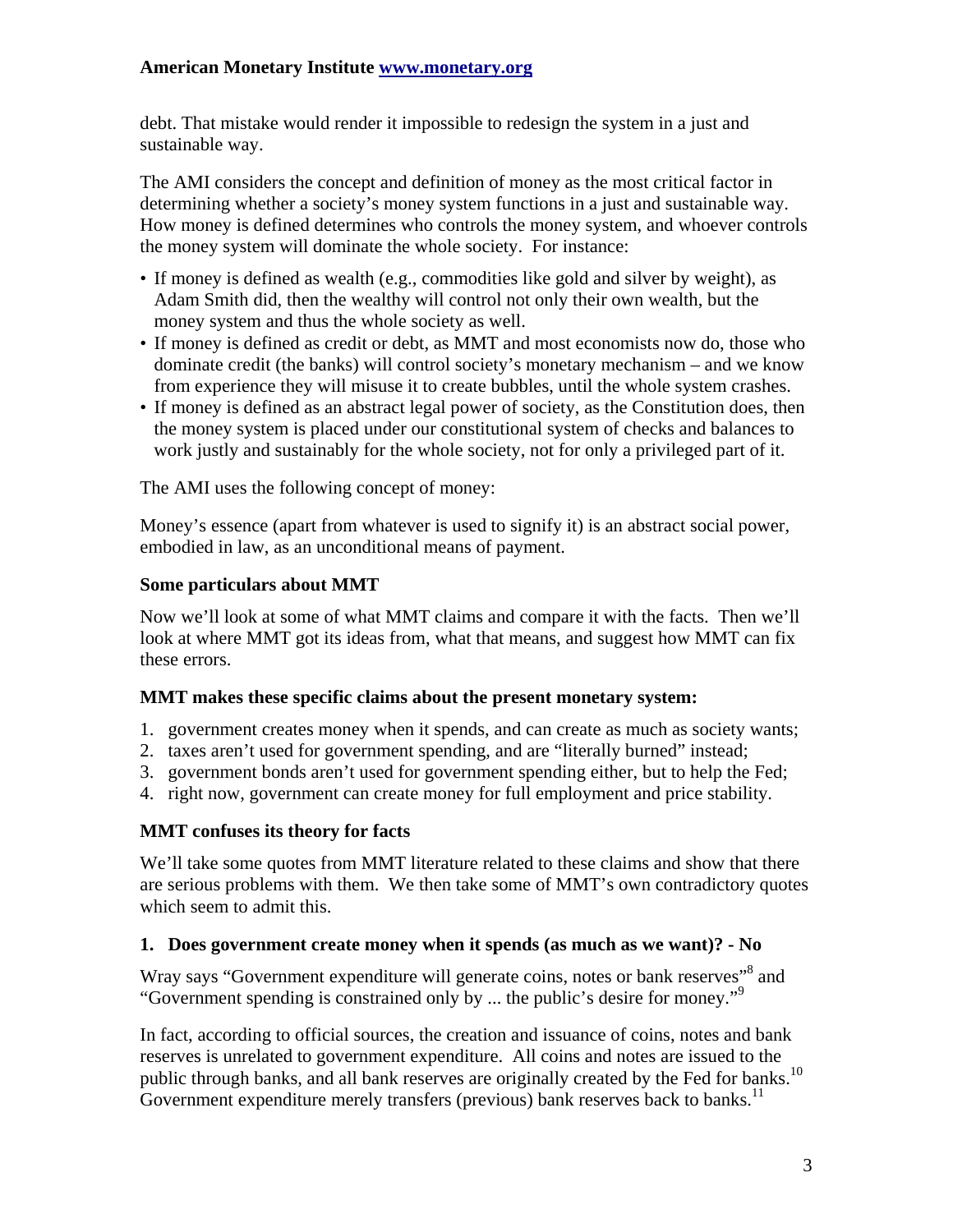debt. That mistake would render it impossible to redesign the system in a just and sustainable way.

The AMI considers the concept and definition of money as the most critical factor in determining whether a society's money system functions in a just and sustainable way. How money is defined determines who controls the money system, and whoever controls the money system will dominate the whole society. For instance:

- If money is defined as wealth (e.g., commodities like gold and silver by weight), as Adam Smith did, then the wealthy will control not only their own wealth, but the money system and thus the whole society as well.
- If money is defined as credit or debt, as MMT and most economists now do, those who dominate credit (the banks) will control society's monetary mechanism – and we know from experience they will misuse it to create bubbles, until the whole system crashes.
- If money is defined as an abstract legal power of society, as the Constitution does, then the money system is placed under our constitutional system of checks and balances to work justly and sustainably for the whole society, not for only a privileged part of it.

The AMI uses the following concept of money:

Money's essence (apart from whatever is used to signify it) is an abstract social power, embodied in law, as an unconditional means of payment.

**Some particulars about MMT**

Now we'll look at some of what MMT claims and compare it with the facts. Then we'll look at where MMT got its ideas from, what that means, and suggest how MMT can fix these errors.

**MMT makes these specific claims about the present monetary system:**

1. government creates money when it spends, and can create as much as society wants;
2. taxes aren't used for government spending, and are "literally burned" instead;
3. government bonds aren't used for government spending either, but to help the Fed;
4. right now, government can create money for full employment and price stability.

**MMT confuses its theory for facts**

We'll take some quotes from MMT literature related to these claims and show that there are serious problems with them. We then take some of MMT's own contradictory quotes which seem to admit this.

**1. Does government create money when it spends (as much as we want)? - No**

Wray says "Government expenditure will generate coins, notes or bank reserves"[8] and "Government spending is constrained only by ... the public's desire for money."[9]

In fact, according to official sources, the creation and issuance of coins, notes and bank reserves is unrelated to government expenditure. All coins and notes are issued to the public through banks, and all bank reserves are originally created by the Fed for banks.[10] Government expenditure merely transfers (previous) bank reserves back to banks.[11]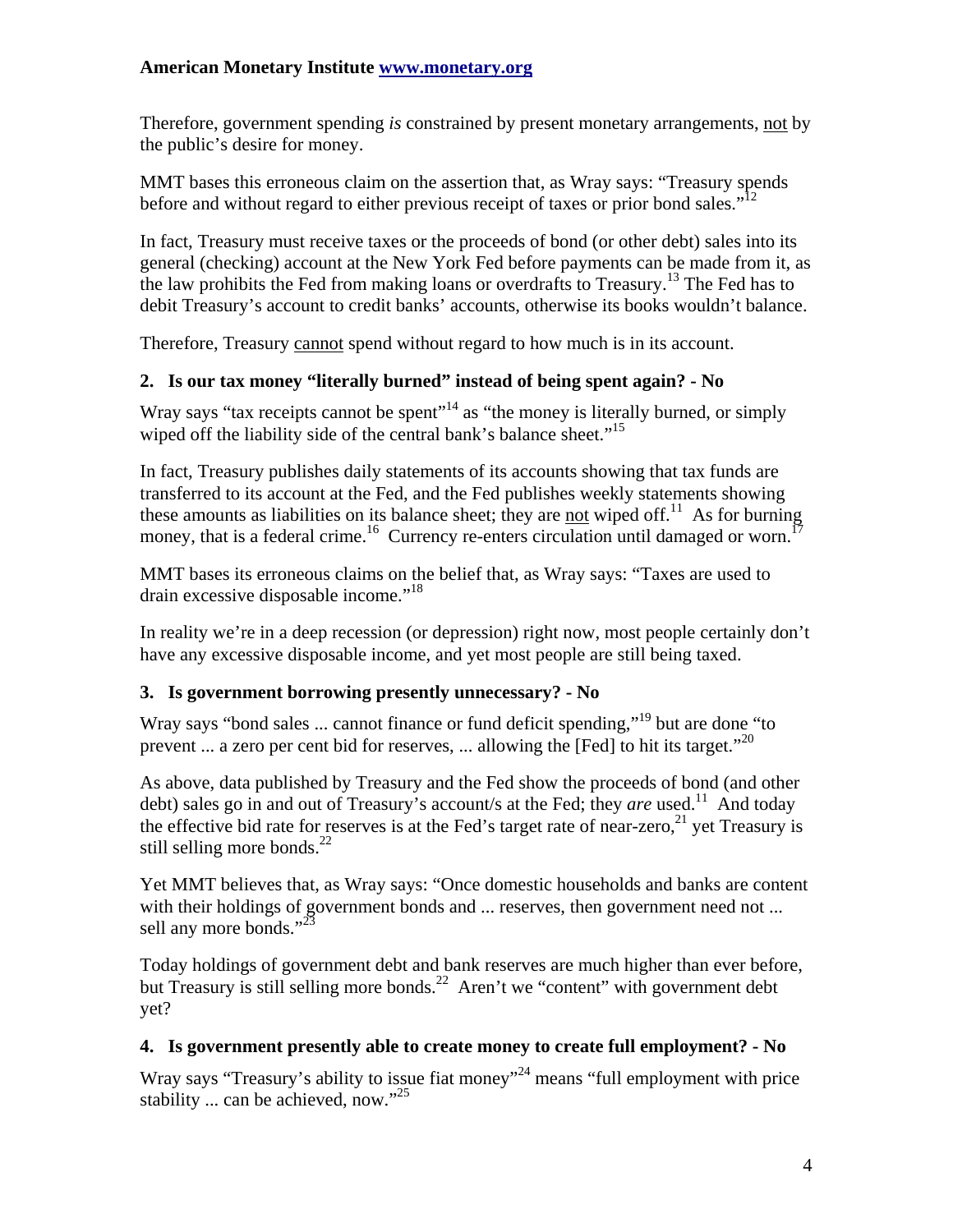Therefore, government spending *is* constrained by present monetary arrangements, not by the public's desire for money.

MMT bases this erroneous claim on the assertion that, as Wray says: "Treasury spends before and without regard to either previous receipt of taxes or prior bond sales."[12]

In fact, Treasury must receive taxes or the proceeds of bond (or other debt) sales into its general (checking) account at the New York Fed before payments can be made from it, as the law prohibits the Fed from making loans or overdrafts to Treasury.[13] The Fed has to debit Treasury's account to credit banks' accounts, otherwise its books wouldn't balance.

Therefore, Treasury cannot spend without regard to how much is in its account.

### 2. Is our tax money "literally burned" instead of being spent again? - No

Wray says "tax receipts cannot be spent"[14] as "the money is literally burned, or simply wiped off the liability side of the central bank's balance sheet."[15]

In fact, Treasury publishes daily statements of its accounts showing that tax funds are transferred to its account at the Fed, and the Fed publishes weekly statements showing these amounts as liabilities on its balance sheet; they are not wiped off.[11] As for burning money, that is a federal crime.[16] Currency re-enters circulation until damaged or worn.[17]

MMT bases its erroneous claims on the belief that, as Wray says: "Taxes are used to drain excessive disposable income."[18]

In reality we're in a deep recession (or depression) right now, most people certainly don't have any excessive disposable income, and yet most people are still being taxed.

### 3. Is government borrowing presently unnecessary? - No

Wray says "bond sales ... cannot finance or fund deficit spending,"[19] but are done "to prevent ... a zero per cent bid for reserves, ... allowing the [Fed] to hit its target."[20]

As above, data published by Treasury and the Fed show the proceeds of bond (and other debt) sales go in and out of Treasury's account/s at the Fed; they *are* used.[11] And today the effective bid rate for reserves is at the Fed's target rate of near-zero,[21] yet Treasury is still selling more bonds.[22]

Yet MMT believes that, as Wray says: "Once domestic households and banks are content with their holdings of government bonds and ... reserves, then government need not ... sell any more bonds."[23]

Today holdings of government debt and bank reserves are much higher than ever before, but Treasury is still selling more bonds.[22] Aren't we "content" with government debt yet?

### 4. Is government presently able to create money to create full employment? - No

Wray says "Treasury's ability to issue fiat money"[24] means "full employment with price stability ... can be achieved, now."[25]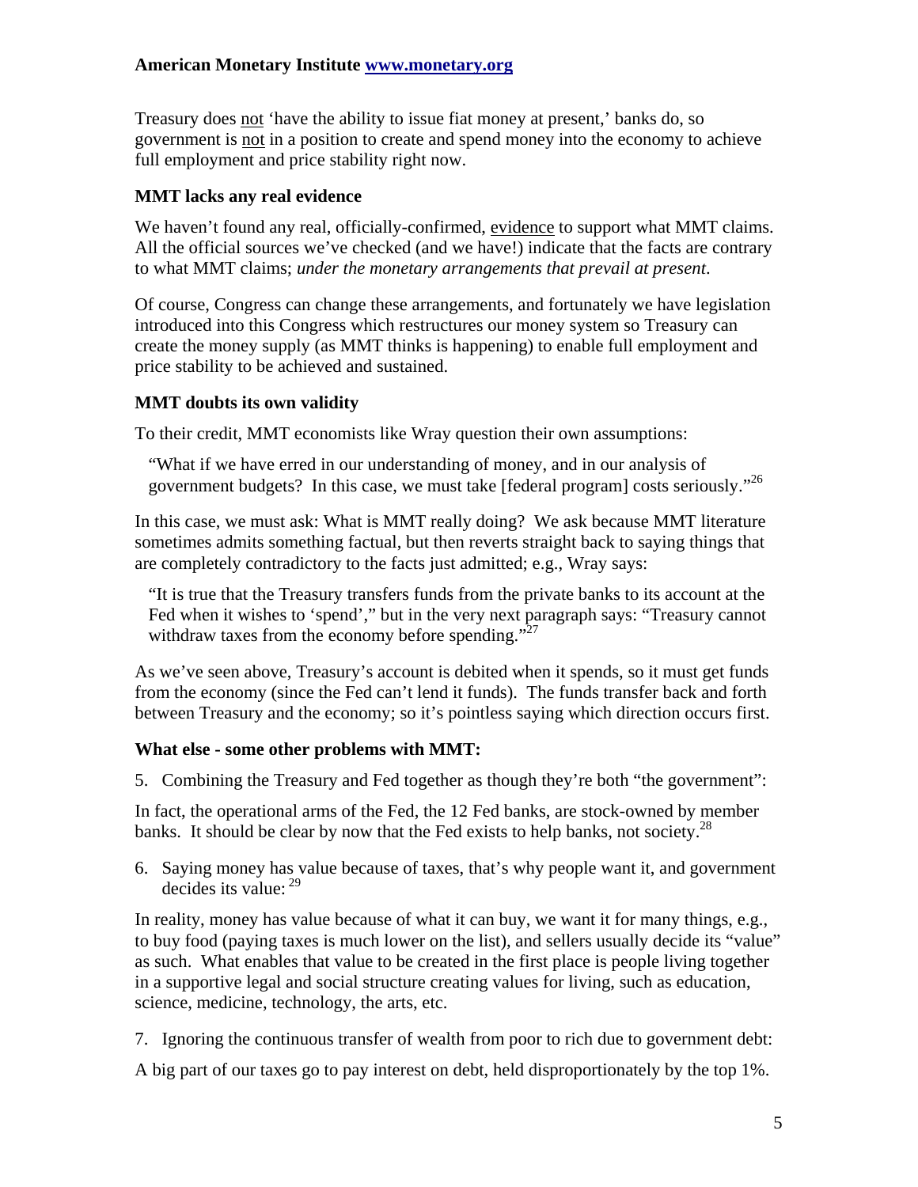Treasury does not 'have the ability to issue fiat money at present,' banks do, so government is not in a position to create and spend money into the economy to achieve full employment and price stability right now.

### MMT lacks any real evidence

We haven't found any real, officially-confirmed, evidence to support what MMT claims. All the official sources we've checked (and we have!) indicate that the facts are contrary to what MMT claims; *under the monetary arrangements that prevail at present*.

Of course, Congress can change these arrangements, and fortunately we have legislation introduced into this Congress which restructures our money system so Treasury can create the money supply (as MMT thinks is happening) to enable full employment and price stability to be achieved and sustained.

### MMT doubts its own validity

To their credit, MMT economists like Wray question their own assumptions:

> "What if we have erred in our understanding of money, and in our analysis of government budgets? In this case, we must take [federal program] costs seriously."[26]

In this case, we must ask: What is MMT really doing? We ask because MMT literature sometimes admits something factual, but then reverts straight back to saying things that are completely contradictory to the facts just admitted; e.g., Wray says:

> "It is true that the Treasury transfers funds from the private banks to its account at the Fed when it wishes to 'spend'," but in the very next paragraph says: "Treasury cannot withdraw taxes from the economy before spending."[27]

As we've seen above, Treasury's account is debited when it spends, so it must get funds from the economy (since the Fed can't lend it funds). The funds transfer back and forth between Treasury and the economy; so it's pointless saying which direction occurs first.

### What else - some other problems with MMT:

5. Combining the Treasury and Fed together as though they're both "the government":

In fact, the operational arms of the Fed, the 12 Fed banks, are stock-owned by member banks. It should be clear by now that the Fed exists to help banks, not society.[28]

6. Saying money has value because of taxes, that's why people want it, and government decides its value: [29]

In reality, money has value because of what it can buy, we want it for many things, e.g., to buy food (paying taxes is much lower on the list), and sellers usually decide its "value" as such. What enables that value to be created in the first place is people living together in a supportive legal and social structure creating values for living, such as education, science, medicine, technology, the arts, etc.

7. Ignoring the continuous transfer of wealth from poor to rich due to government debt:

A big part of our taxes go to pay interest on debt, held disproportionately by the top 1%.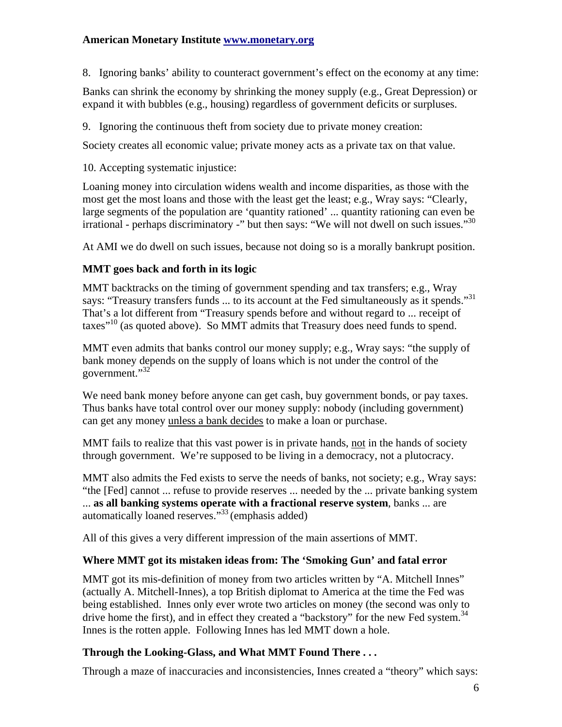8. Ignoring banks' ability to counteract government's effect on the economy at any time:

Banks can shrink the economy by shrinking the money supply (e.g., Great Depression) or expand it with bubbles (e.g., housing) regardless of government deficits or surpluses.

9. Ignoring the continuous theft from society due to private money creation:

Society creates all economic value; private money acts as a private tax on that value.

10. Accepting systematic injustice:

Loaning money into circulation widens wealth and income disparities, as those with the most get the most loans and those with the least get the least; e.g., Wray says: "Clearly, large segments of the population are 'quantity rationed' ... quantity rationing can even be irrational - perhaps discriminatory -" but then says: "We will not dwell on such issues."[30]

At AMI we do dwell on such issues, because not doing so is a morally bankrupt position.

### MMT goes back and forth in its logic

MMT backtracks on the timing of government spending and tax transfers; e.g., Wray says: "Treasury transfers funds ... to its account at the Fed simultaneously as it spends."[31] That's a lot different from "Treasury spends before and without regard to ... receipt of taxes"[10] (as quoted above). So MMT admits that Treasury does need funds to spend.

MMT even admits that banks control our money supply; e.g., Wray says: "the supply of bank money depends on the supply of loans which is not under the control of the government."[32]

We need bank money before anyone can get cash, buy government bonds, or pay taxes. Thus banks have total control over our money supply: nobody (including government) can get any money <u>unless a bank decides</u> to make a loan or purchase.

MMT fails to realize that this vast power is in private hands, <u>not</u> in the hands of society through government. We're supposed to be living in a democracy, not a plutocracy.

MMT also admits the Fed exists to serve the needs of banks, not society; e.g., Wray says: "the [Fed] cannot ... refuse to provide reserves ... needed by the ... private banking system ... **as all banking systems operate with a fractional reserve system**, banks ... are automatically loaned reserves."[33] (emphasis added)

All of this gives a very different impression of the main assertions of MMT.

### Where MMT got its mistaken ideas from: The 'Smoking Gun' and fatal error

MMT got its mis-definition of money from two articles written by "A. Mitchell Innes" (actually A. Mitchell-Innes), a top British diplomat to America at the time the Fed was being established. Innes only ever wrote two articles on money (the second was only to drive home the first), and in effect they created a "backstory" for the new Fed system.[34] Innes is the rotten apple. Following Innes has led MMT down a hole.

### Through the Looking-Glass, and What MMT Found There . . .

Through a maze of inaccuracies and inconsistencies, Innes created a "theory" which says: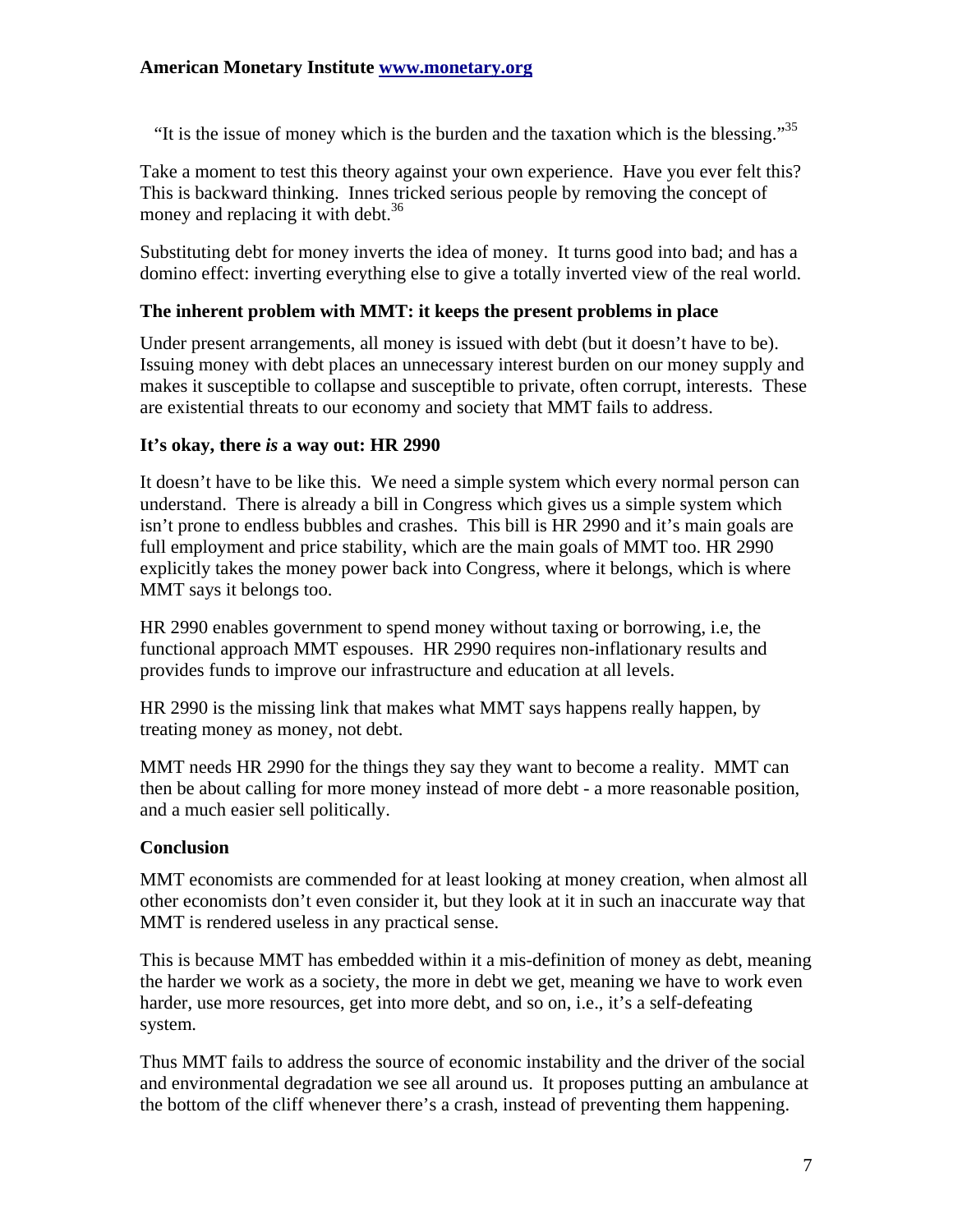"It is the issue of money which is the burden and the taxation which is the blessing."[35]

Take a moment to test this theory against your own experience. Have you ever felt this? This is backward thinking. Innes tricked serious people by removing the concept of money and replacing it with debt.[36]

Substituting debt for money inverts the idea of money. It turns good into bad; and has a domino effect: inverting everything else to give a totally inverted view of the real world.

### The inherent problem with MMT: it keeps the present problems in place

Under present arrangements, all money is issued with debt (but it doesn't have to be). Issuing money with debt places an unnecessary interest burden on our money supply and makes it susceptible to collapse and susceptible to private, often corrupt, interests. These are existential threats to our economy and society that MMT fails to address.

### It's okay, there *is* a way out: HR 2990

It doesn't have to be like this. We need a simple system which every normal person can understand. There is already a bill in Congress which gives us a simple system which isn't prone to endless bubbles and crashes. This bill is HR 2990 and it's main goals are full employment and price stability, which are the main goals of MMT too. HR 2990 explicitly takes the money power back into Congress, where it belongs, which is where MMT says it belongs too.

HR 2990 enables government to spend money without taxing or borrowing, i.e, the functional approach MMT espouses. HR 2990 requires non-inflationary results and provides funds to improve our infrastructure and education at all levels.

HR 2990 is the missing link that makes what MMT says happens really happen, by treating money as money, not debt.

MMT needs HR 2990 for the things they say they want to become a reality. MMT can then be about calling for more money instead of more debt - a more reasonable position, and a much easier sell politically.

### Conclusion

MMT economists are commended for at least looking at money creation, when almost all other economists don't even consider it, but they look at it in such an inaccurate way that MMT is rendered useless in any practical sense.

This is because MMT has embedded within it a mis-definition of money as debt, meaning the harder we work as a society, the more in debt we get, meaning we have to work even harder, use more resources, get into more debt, and so on, i.e., it's a self-defeating system.

Thus MMT fails to address the source of economic instability and the driver of the social and environmental degradation we see all around us. It proposes putting an ambulance at the bottom of the cliff whenever there's a crash, instead of preventing them happening.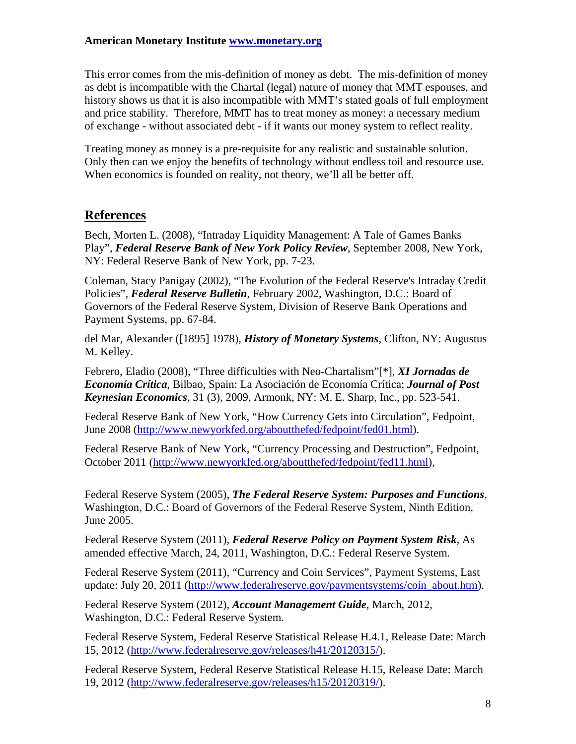This error comes from the mis-definition of money as debt. The mis-definition of money as debt is incompatible with the Chartal (legal) nature of money that MMT espouses, and history shows us that it is also incompatible with MMT's stated goals of full employment and price stability. Therefore, MMT has to treat money as money: a necessary medium of exchange - without associated debt - if it wants our money system to reflect reality.

Treating money as money is a pre-requisite for any realistic and sustainable solution. Only then can we enjoy the benefits of technology without endless toil and resource use. When economics is founded on reality, not theory, we'll all be better off.

## References

Bech, Morten L. (2008), "Intraday Liquidity Management: A Tale of Games Banks Play", ***Federal Reserve Bank of New York Policy Review***, September 2008, New York, NY: Federal Reserve Bank of New York, pp. 7-23.

Coleman, Stacy Panigay (2002), "The Evolution of the Federal Reserve's Intraday Credit Policies", ***Federal Reserve Bulletin***, February 2002, Washington, D.C.: Board of Governors of the Federal Reserve System, Division of Reserve Bank Operations and Payment Systems, pp. 67-84.

del Mar, Alexander ([1895] 1978), ***History of Monetary Systems***, Clifton, NY: Augustus M. Kelley.

Febrero, Eladio (2008), "Three difficulties with Neo-Chartalism"[*], ***XI Jornadas de Economía Crítica***, Bilbao, Spain: La Asociación de Economía Crítica; ***Journal of Post Keynesian Economics***, 31 (3), 2009, Armonk, NY: M. E. Sharp, Inc., pp. 523-541.

Federal Reserve Bank of New York, "How Currency Gets into Circulation", Fedpoint, June 2008 (http://www.newyorkfed.org/aboutthefed/fedpoint/fed01.html).

Federal Reserve Bank of New York, "Currency Processing and Destruction", Fedpoint, October 2011 (http://www.newyorkfed.org/aboutthefed/fedpoint/fed11.html),

Federal Reserve System (2005), ***The Federal Reserve System: Purposes and Functions***, Washington, D.C.: Board of Governors of the Federal Reserve System, Ninth Edition, June 2005.

Federal Reserve System (2011), ***Federal Reserve Policy on Payment System Risk***, As amended effective March, 24, 2011, Washington, D.C.: Federal Reserve System.

Federal Reserve System (2011), "Currency and Coin Services", Payment Systems, Last update: July 20, 2011 (http://www.federalreserve.gov/paymentsystems/coin_about.htm).

Federal Reserve System (2012), ***Account Management Guide***, March, 2012, Washington, D.C.: Federal Reserve System.

Federal Reserve System, Federal Reserve Statistical Release H.4.1, Release Date: March 15, 2012 (http://www.federalreserve.gov/releases/h41/20120315/).

Federal Reserve System, Federal Reserve Statistical Release H.15, Release Date: March 19, 2012 (http://www.federalreserve.gov/releases/h15/20120319/).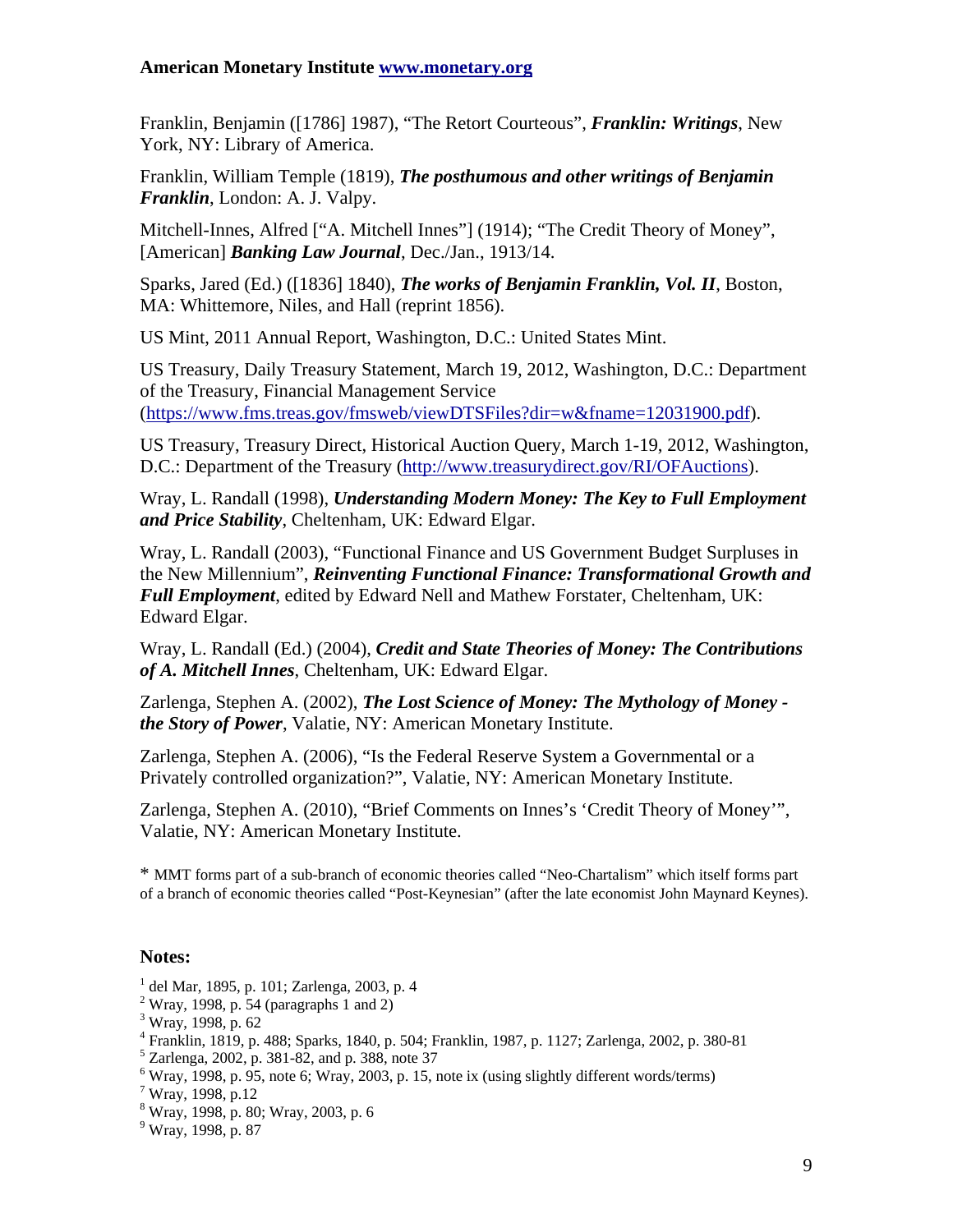Franklin, Benjamin ([1786] 1987), "The Retort Courteous", ***Franklin: Writings***, New York, NY: Library of America.

Franklin, William Temple (1819), ***The posthumous and other writings of Benjamin Franklin***, London: A. J. Valpy.

Mitchell-Innes, Alfred ["A. Mitchell Innes"] (1914); "The Credit Theory of Money", [American] ***Banking Law Journal***, Dec./Jan., 1913/14.

Sparks, Jared (Ed.) ([1836] 1840), ***The works of Benjamin Franklin, Vol. II***, Boston, MA: Whittemore, Niles, and Hall (reprint 1856).

US Mint, 2011 Annual Report, Washington, D.C.: United States Mint.

US Treasury, Daily Treasury Statement, March 19, 2012, Washington, D.C.: Department of the Treasury, Financial Management Service (https://www.fms.treas.gov/fmsweb/viewDTSFiles?dir=w&fname=12031900.pdf).

US Treasury, Treasury Direct, Historical Auction Query, March 1-19, 2012, Washington, D.C.: Department of the Treasury (http://www.treasurydirect.gov/RI/OFAuctions).

Wray, L. Randall (1998), ***Understanding Modern Money: The Key to Full Employment and Price Stability***, Cheltenham, UK: Edward Elgar.

Wray, L. Randall (2003), "Functional Finance and US Government Budget Surpluses in the New Millennium", ***Reinventing Functional Finance: Transformational Growth and Full Employment***, edited by Edward Nell and Mathew Forstater, Cheltenham, UK: Edward Elgar.

Wray, L. Randall (Ed.) (2004), ***Credit and State Theories of Money: The Contributions of A. Mitchell Innes***, Cheltenham, UK: Edward Elgar.

Zarlenga, Stephen A. (2002), ***The Lost Science of Money: The Mythology of Money - the Story of Power***, Valatie, NY: American Monetary Institute.

Zarlenga, Stephen A. (2006), "Is the Federal Reserve System a Governmental or a Privately controlled organization?", Valatie, NY: American Monetary Institute.

Zarlenga, Stephen A. (2010), "Brief Comments on Innes's 'Credit Theory of Money'", Valatie, NY: American Monetary Institute.

* MMT forms part of a sub-branch of economic theories called "Neo-Chartalism" which itself forms part of a branch of economic theories called "Post-Keynesian" (after the late economist John Maynard Keynes).

## Notes:

[1] del Mar, 1895, p. 101; Zarlenga, 2003, p. 4
[2] Wray, 1998, p. 54 (paragraphs 1 and 2)
[3] Wray, 1998, p. 62
[4] Franklin, 1819, p. 488; Sparks, 1840, p. 504; Franklin, 1987, p. 1127; Zarlenga, 2002, p. 380-81
[5] Zarlenga, 2002, p. 381-82, and p. 388, note 37
[6] Wray, 1998, p. 95, note 6; Wray, 2003, p. 15, note ix (using slightly different words/terms)
[7] Wray, 1998, p.12
[8] Wray, 1998, p. 80; Wray, 2003, p. 6
[9] Wray, 1998, p. 87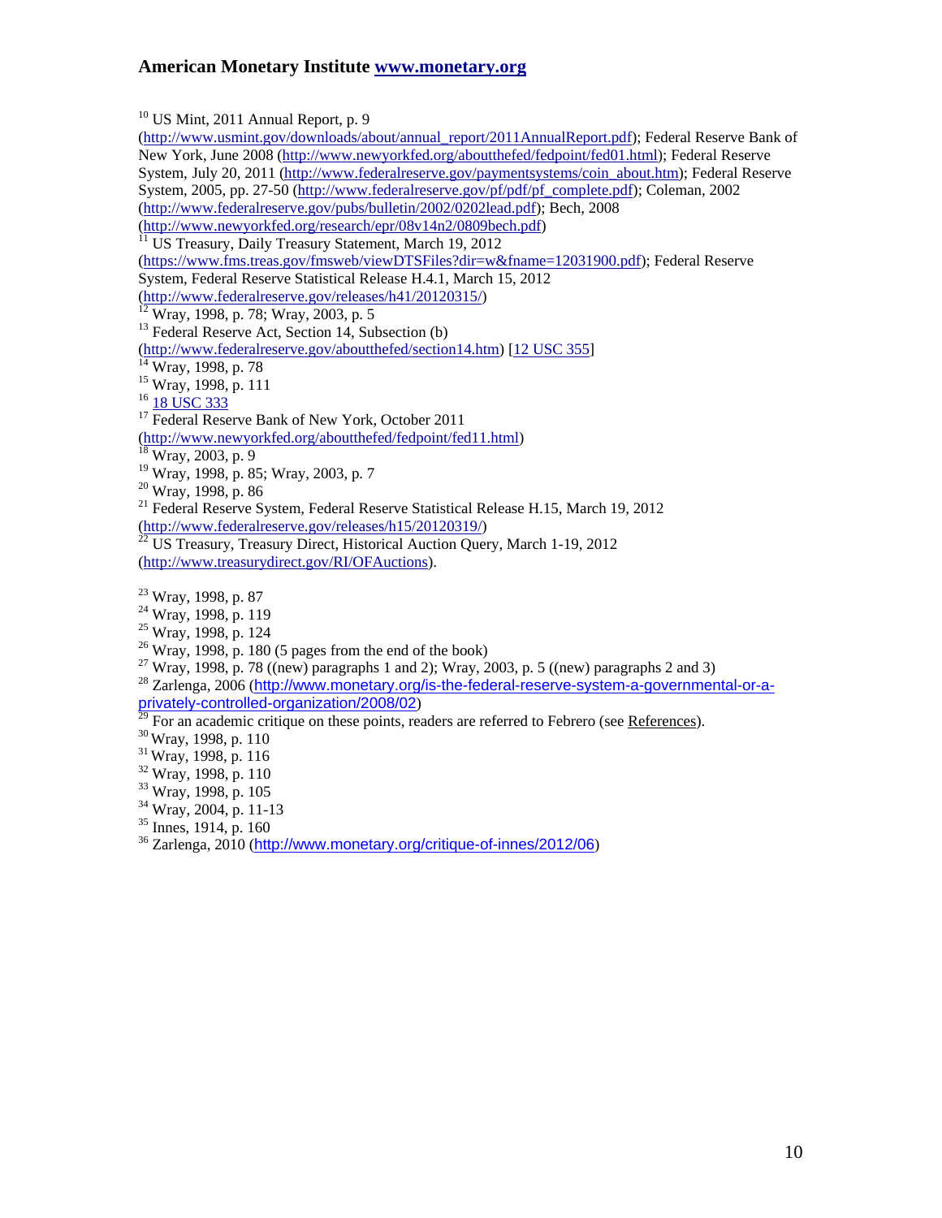[10] US Mint, 2011 Annual Report, p. 9 (http://www.usmint.gov/downloads/about/annual_report/2011AnnualReport.pdf); Federal Reserve Bank of New York, June 2008 (http://www.newyorkfed.org/aboutthefed/fedpoint/fed01.html); Federal Reserve System, July 20, 2011 (http://www.federalreserve.gov/paymentsystems/coin_about.htm); Federal Reserve System, 2005, pp. 27-50 (http://www.federalreserve.gov/pf/pdf/pf_complete.pdf); Coleman, 2002 (http://www.federalreserve.gov/pubs/bulletin/2002/0202lead.pdf); Bech, 2008 (http://www.newyorkfed.org/research/epr/08v14n2/0809bech.pdf)

[11] US Treasury, Daily Treasury Statement, March 19, 2012 (https://www.fms.treas.gov/fmsweb/viewDTSFiles?dir=w&fname=12031900.pdf); Federal Reserve System, Federal Reserve Statistical Release H.4.1, March 15, 2012 (http://www.federalreserve.gov/releases/h41/20120315/)

[12] Wray, 1998, p. 78; Wray, 2003, p. 5

[13] Federal Reserve Act, Section 14, Subsection (b) (http://www.federalreserve.gov/aboutthefed/section14.htm) [12 USC 355]

[14] Wray, 1998, p. 78

[15] Wray, 1998, p. 111

[16] 18 USC 333

[17] Federal Reserve Bank of New York, October 2011 (http://www.newyorkfed.org/aboutthefed/fedpoint/fed11.html)

[18] Wray, 2003, p. 9

[19] Wray, 1998, p. 85; Wray, 2003, p. 7

[20] Wray, 1998, p. 86

[21] Federal Reserve System, Federal Reserve Statistical Release H.15, March 19, 2012 (http://www.federalreserve.gov/releases/h15/20120319/)

[22] US Treasury, Treasury Direct, Historical Auction Query, March 1-19, 2012 (http://www.treasurydirect.gov/RI/OFAuctions).

[23] Wray, 1998, p. 87

[24] Wray, 1998, p. 119

[25] Wray, 1998, p. 124

[26] Wray, 1998, p. 180 (5 pages from the end of the book)

[27] Wray, 1998, p. 78 ((new) paragraphs 1 and 2); Wray, 2003, p. 5 ((new) paragraphs 2 and 3)

[28] Zarlenga, 2006 (http://www.monetary.org/is-the-federal-reserve-system-a-governmental-or-a-privately-controlled-organization/2008/02)

[29] For an academic critique on these points, readers are referred to Febrero (see References).

[30] Wray, 1998, p. 110

[31] Wray, 1998, p. 116

[32] Wray, 1998, p. 110

[33] Wray, 1998, p. 105

[34] Wray, 2004, p. 11-13

[35] Innes, 1914, p. 160

[36] Zarlenga, 2010 (http://www.monetary.org/critique-of-innes/2012/06)